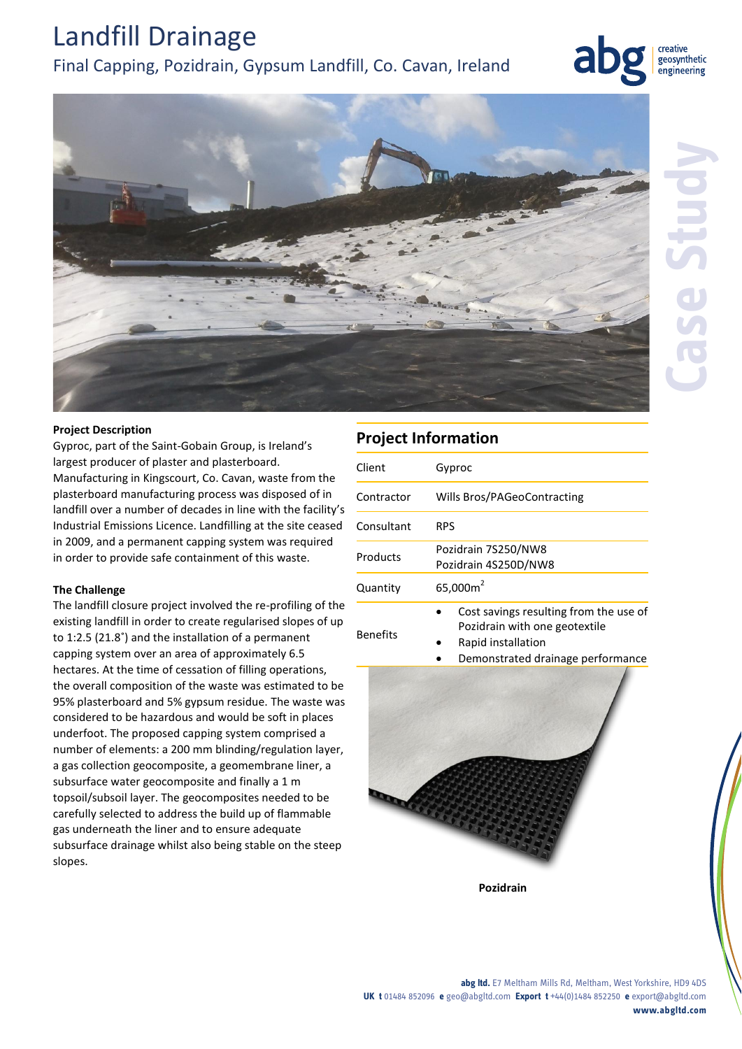# Landfill Drainage

## Final Capping, Pozidrain, Gypsum Landfill, Co. Cavan, Ireland

**Project Description**

Gyproc, part of the Saint-Gobain Group, is Ireland's largest producer of plaster and plasterboard. Manufacturing in Kingscourt, Co. Cavan, waste from the plasterboard manufacturing process was disposed of in landfill over a number of decades in line with the facility's Industrial Emissions Licence. Landfilling at the site ceased in 2009, and a permanent capping system was required in order to provide safe containment of this waste.

**The Challenge**

The landfill closure project involved the re-profiling of the existing landfill in order to create regularised slopes of up to 1:2.5 (21.8˚) and the installation of a permanent capping system over an area of approximately 6.5 hectares. At the time of cessation of filling operations, the overall composition of the waste was estimated to be 95% plasterboard and 5% gypsum residue. The waste was considered to be hazardous and would be soft in places underfoot. The proposed capping system comprised a number of elements: a 200 mm blinding/regulation layer, a gas collection geocomposite, a geomembrane liner, a subsurface water geocomposite and finally a 1 m topsoil/subsoil layer. The geocomposites needed to be carefully selected to address the build up of flammable gas underneath the liner and to ensure adequate subsurface drainage whilst also being stable on the steep slopes.

## Project Information

| | |
|---|---|
| Client | Gyproc |
| Contractor | Wills Bros/PAGeoContracting |
| Consultant | RPS |
| Products | Pozidrain 7S250/NW8<br>Pozidrain 4S250D/NW8 |
| Quantity | 65,000m$^2$ |
| Benefits | • Cost savings resulting from the use of Pozidrain with one geotextile<br>• Rapid installation<br>• Demonstrated drainage performance |

**Pozidrain**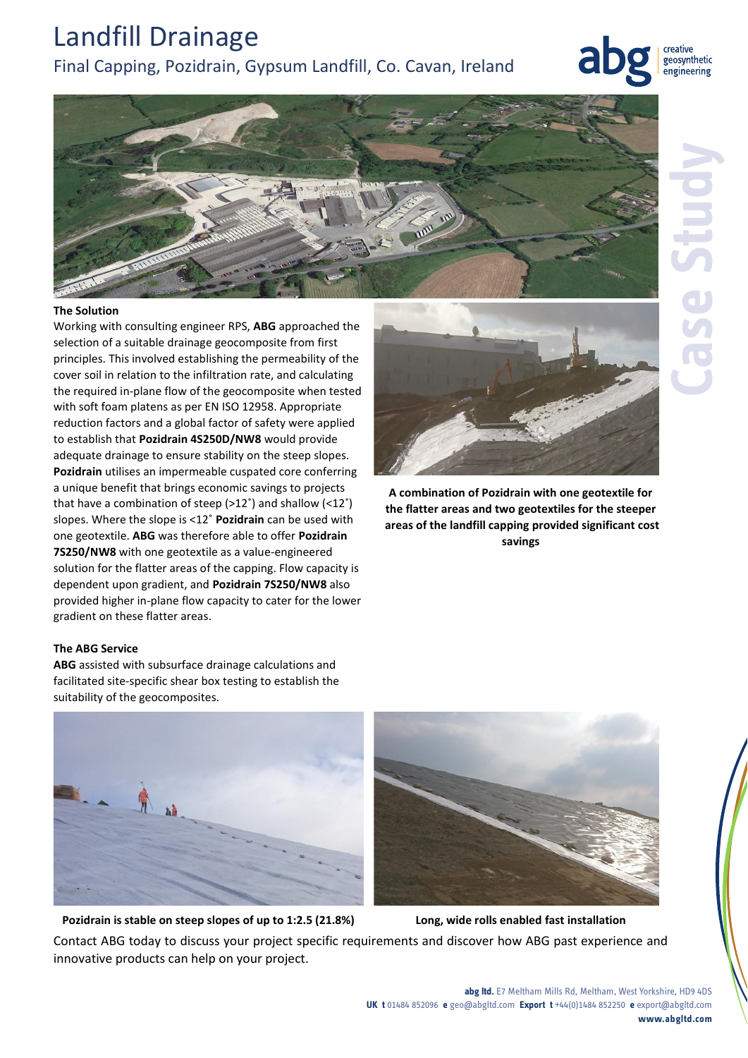# Landfill Drainage

## Final Capping, Pozidrain, Gypsum Landfill, Co. Cavan, Ireland

### The Solution

Working with consulting engineer RPS, **ABG** approached the selection of a suitable drainage geocomposite from first principles. This involved establishing the permeability of the cover soil in relation to the infiltration rate, and calculating the required in-plane flow of the geocomposite when tested with soft foam platens as per EN ISO 12958. Appropriate reduction factors and a global factor of safety were applied to establish that **Pozidrain 4S250D/NW8** would provide adequate drainage to ensure stability on the steep slopes. **Pozidrain** utilises an impermeable cuspated core conferring a unique benefit that brings economic savings to projects that have a combination of steep (>12˚) and shallow (<12˚) slopes. Where the slope is <12˚ **Pozidrain** can be used with one geotextile. **ABG** was therefore able to offer **Pozidrain 7S250/NW8** with one geotextile as a value-engineered solution for the flatter areas of the capping. Flow capacity is dependent upon gradient, and **Pozidrain 7S250/NW8** also provided higher in-plane flow capacity to cater for the lower gradient on these flatter areas.

**A combination of Pozidrain with one geotextile for the flatter areas and two geotextiles for the steeper areas of the landfill capping provided significant cost savings**

### The ABG Service

**ABG** assisted with subsurface drainage calculations and facilitated site-specific shear box testing to establish the suitability of the geocomposites.

**Pozidrain is stable on steep slopes of up to 1:2.5 (21.8%)**

**Long, wide rolls enabled fast installation**

Contact ABG today to discuss your project specific requirements and discover how ABG past experience and innovative products can help on your project.

**abg ltd.** E7 Meltham Mills Rd, Meltham, West Yorkshire, HD9 4DS
**UK t** 01484 852096 **e** geo@abgltd.com **Export t** +44(0)1484 852250 **e** export@abgltd.com
**www.abgltd.com**